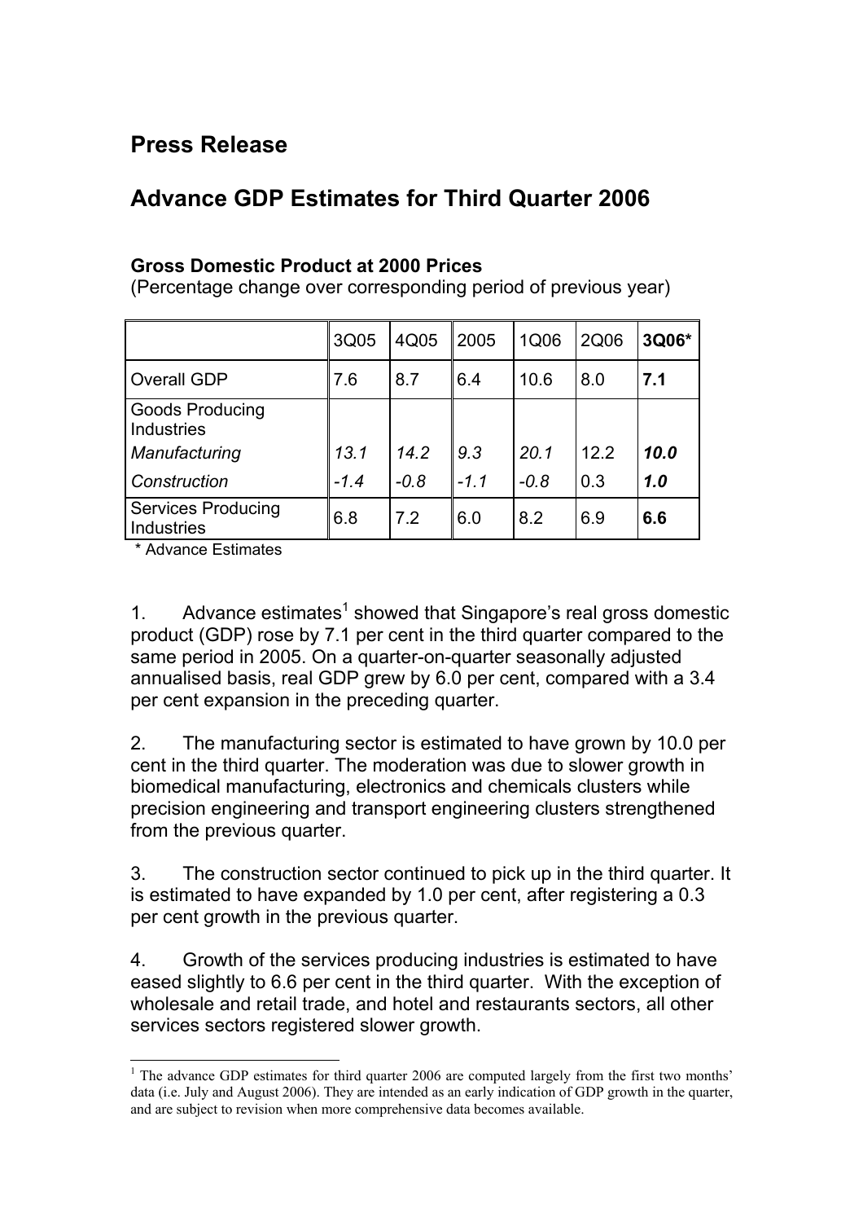# Press Release

## Advance GDP Estimates for Third Quarter 2006

**Gross Domestic Product at 2000 Prices**
(Percentage change over corresponding period of previous year)

| | 3Q05 | 4Q05 | 2005 | 1Q06 | 2Q06 | **3Q06*** |
|---|---|---|---|---|---|---|
| Overall GDP | 7.6 | 8.7 | 6.4 | 10.6 | 8.0 | **7.1** |
| Goods Producing Industries | | | | | | |
| *Manufacturing* | *13.1* | *14.2* | *9.3* | *20.1* | 12.2 | ***10.0*** |
| *Construction* | *-1.4* | *-0.8* | *-1.1* | *-0.8* | 0.3 | ***1.0*** |
| Services Producing Industries | 6.8 | 7.2 | 6.0 | 8.2 | 6.9 | **6.6** |

\* Advance Estimates

1. Advance estimates[1] showed that Singapore's real gross domestic product (GDP) rose by 7.1 per cent in the third quarter compared to the same period in 2005. On a quarter-on-quarter seasonally adjusted annualised basis, real GDP grew by 6.0 per cent, compared with a 3.4 per cent expansion in the preceding quarter.

2. The manufacturing sector is estimated to have grown by 10.0 per cent in the third quarter. The moderation was due to slower growth in biomedical manufacturing, electronics and chemicals clusters while precision engineering and transport engineering clusters strengthened from the previous quarter.

3. The construction sector continued to pick up in the third quarter. It is estimated to have expanded by 1.0 per cent, after registering a 0.3 per cent growth in the previous quarter.

4. Growth of the services producing industries is estimated to have eased slightly to 6.6 per cent in the third quarter. With the exception of wholesale and retail trade, and hotel and restaurants sectors, all other services sectors registered slower growth.

---

[1] The advance GDP estimates for third quarter 2006 are computed largely from the first two months' data (i.e. July and August 2006). They are intended as an early indication of GDP growth in the quarter, and are subject to revision when more comprehensive data becomes available.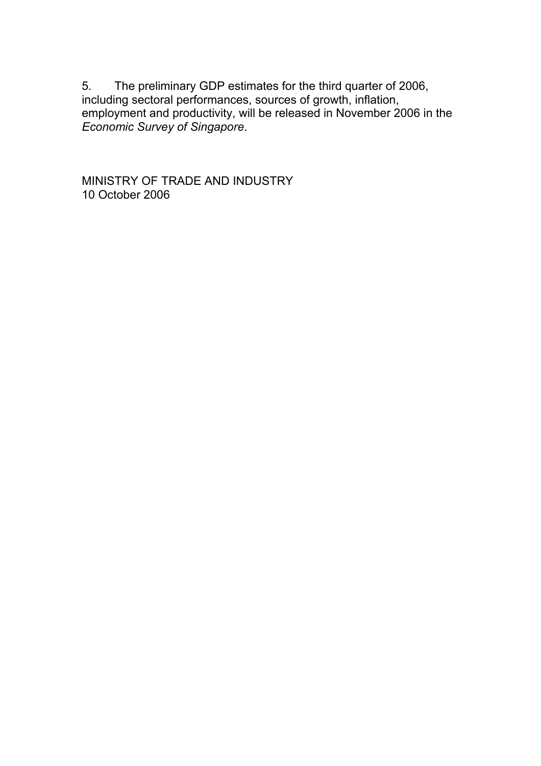5. The preliminary GDP estimates for the third quarter of 2006, including sectoral performances, sources of growth, inflation, employment and productivity, will be released in November 2006 in the *Economic Survey of Singapore*.

MINISTRY OF TRADE AND INDUSTRY
10 October 2006